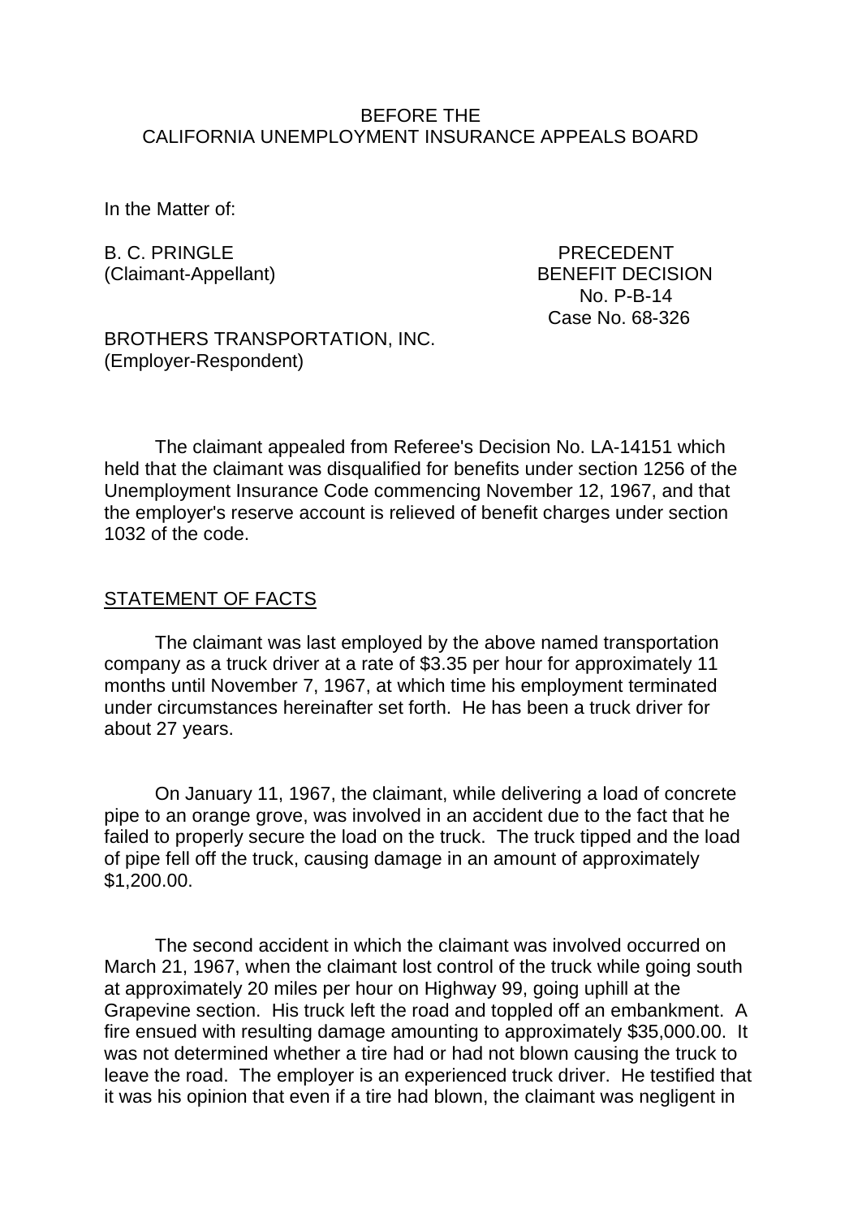BEFORE THE
CALIFORNIA UNEMPLOYMENT INSURANCE APPEALS BOARD

In the Matter of:

B. C. PRINGLE
(Claimant-Appellant)

PRECEDENT
BENEFIT DECISION
No. P-B-14
Case No. 68-326

BROTHERS TRANSPORTATION, INC.
(Employer-Respondent)

The claimant appealed from Referee's Decision No. LA-14151 which held that the claimant was disqualified for benefits under section 1256 of the Unemployment Insurance Code commencing November 12, 1967, and that the employer's reserve account is relieved of benefit charges under section 1032 of the code.

## STATEMENT OF FACTS

The claimant was last employed by the above named transportation company as a truck driver at a rate of $3.35 per hour for approximately 11 months until November 7, 1967, at which time his employment terminated under circumstances hereinafter set forth. He has been a truck driver for about 27 years.

On January 11, 1967, the claimant, while delivering a load of concrete pipe to an orange grove, was involved in an accident due to the fact that he failed to properly secure the load on the truck. The truck tipped and the load of pipe fell off the truck, causing damage in an amount of approximately $1,200.00.

The second accident in which the claimant was involved occurred on March 21, 1967, when the claimant lost control of the truck while going south at approximately 20 miles per hour on Highway 99, going uphill at the Grapevine section. His truck left the road and toppled off an embankment. A fire ensued with resulting damage amounting to approximately $35,000.00. It was not determined whether a tire had or had not blown causing the truck to leave the road. The employer is an experienced truck driver. He testified that it was his opinion that even if a tire had blown, the claimant was negligent in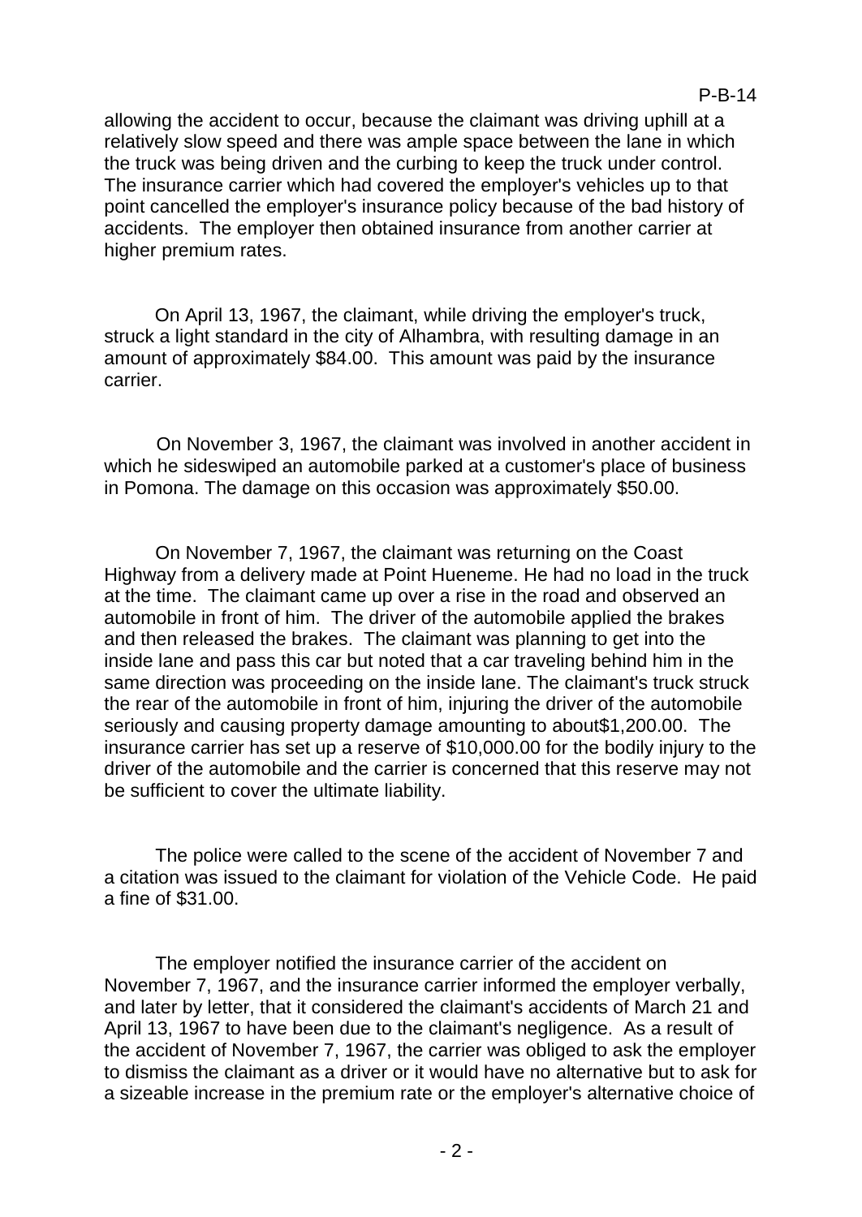allowing the accident to occur, because the claimant was driving uphill at a relatively slow speed and there was ample space between the lane in which the truck was being driven and the curbing to keep the truck under control. The insurance carrier which had covered the employer's vehicles up to that point cancelled the employer's insurance policy because of the bad history of accidents. The employer then obtained insurance from another carrier at higher premium rates.

On April 13, 1967, the claimant, while driving the employer's truck, struck a light standard in the city of Alhambra, with resulting damage in an amount of approximately $84.00. This amount was paid by the insurance carrier.

On November 3, 1967, the claimant was involved in another accident in which he sideswiped an automobile parked at a customer's place of business in Pomona. The damage on this occasion was approximately $50.00.

On November 7, 1967, the claimant was returning on the Coast Highway from a delivery made at Point Hueneme. He had no load in the truck at the time. The claimant came up over a rise in the road and observed an automobile in front of him. The driver of the automobile applied the brakes and then released the brakes. The claimant was planning to get into the inside lane and pass this car but noted that a car traveling behind him in the same direction was proceeding on the inside lane. The claimant's truck struck the rear of the automobile in front of him, injuring the driver of the automobile seriously and causing property damage amounting to about$1,200.00. The insurance carrier has set up a reserve of $10,000.00 for the bodily injury to the driver of the automobile and the carrier is concerned that this reserve may not be sufficient to cover the ultimate liability.

The police were called to the scene of the accident of November 7 and a citation was issued to the claimant for violation of the Vehicle Code. He paid a fine of $31.00.

The employer notified the insurance carrier of the accident on November 7, 1967, and the insurance carrier informed the employer verbally, and later by letter, that it considered the claimant's accidents of March 21 and April 13, 1967 to have been due to the claimant's negligence. As a result of the accident of November 7, 1967, the carrier was obliged to ask the employer to dismiss the claimant as a driver or it would have no alternative but to ask for a sizeable increase in the premium rate or the employer's alternative choice of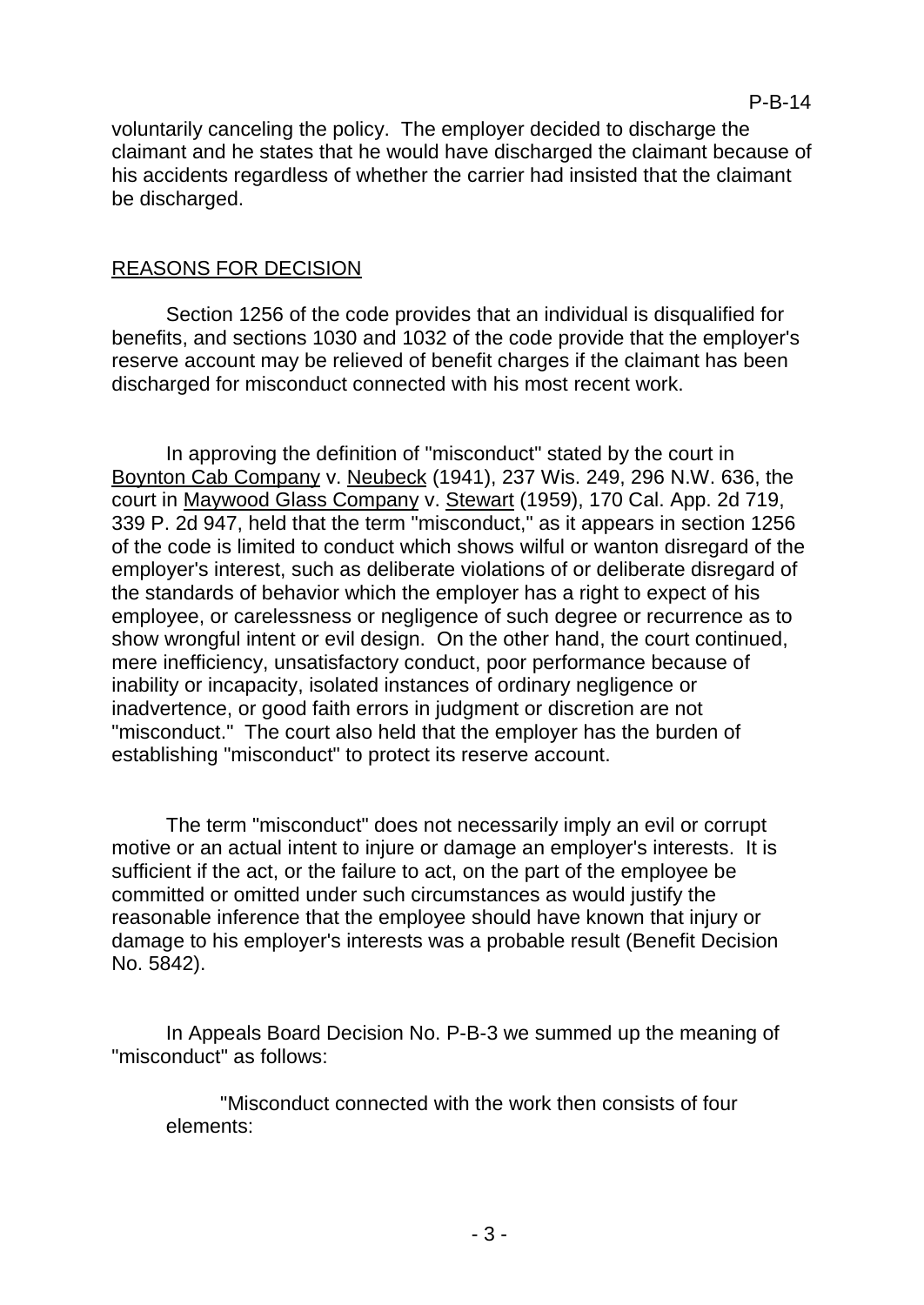voluntarily canceling the policy. The employer decided to discharge the claimant and he states that he would have discharged the claimant because of his accidents regardless of whether the carrier had insisted that the claimant be discharged.

## REASONS FOR DECISION

Section 1256 of the code provides that an individual is disqualified for benefits, and sections 1030 and 1032 of the code provide that the employer's reserve account may be relieved of benefit charges if the claimant has been discharged for misconduct connected with his most recent work.

In approving the definition of "misconduct" stated by the court in Boynton Cab Company v. Neubeck (1941), 237 Wis. 249, 296 N.W. 636, the court in Maywood Glass Company v. Stewart (1959), 170 Cal. App. 2d 719, 339 P. 2d 947, held that the term "misconduct," as it appears in section 1256 of the code is limited to conduct which shows wilful or wanton disregard of the employer's interest, such as deliberate violations of or deliberate disregard of the standards of behavior which the employer has a right to expect of his employee, or carelessness or negligence of such degree or recurrence as to show wrongful intent or evil design. On the other hand, the court continued, mere inefficiency, unsatisfactory conduct, poor performance because of inability or incapacity, isolated instances of ordinary negligence or inadvertence, or good faith errors in judgment or discretion are not "misconduct." The court also held that the employer has the burden of establishing "misconduct" to protect its reserve account.

The term "misconduct" does not necessarily imply an evil or corrupt motive or an actual intent to injure or damage an employer's interests. It is sufficient if the act, or the failure to act, on the part of the employee be committed or omitted under such circumstances as would justify the reasonable inference that the employee should have known that injury or damage to his employer's interests was a probable result (Benefit Decision No. 5842).

In Appeals Board Decision No. P-B-3 we summed up the meaning of "misconduct" as follows:

> "Misconduct connected with the work then consists of four elements: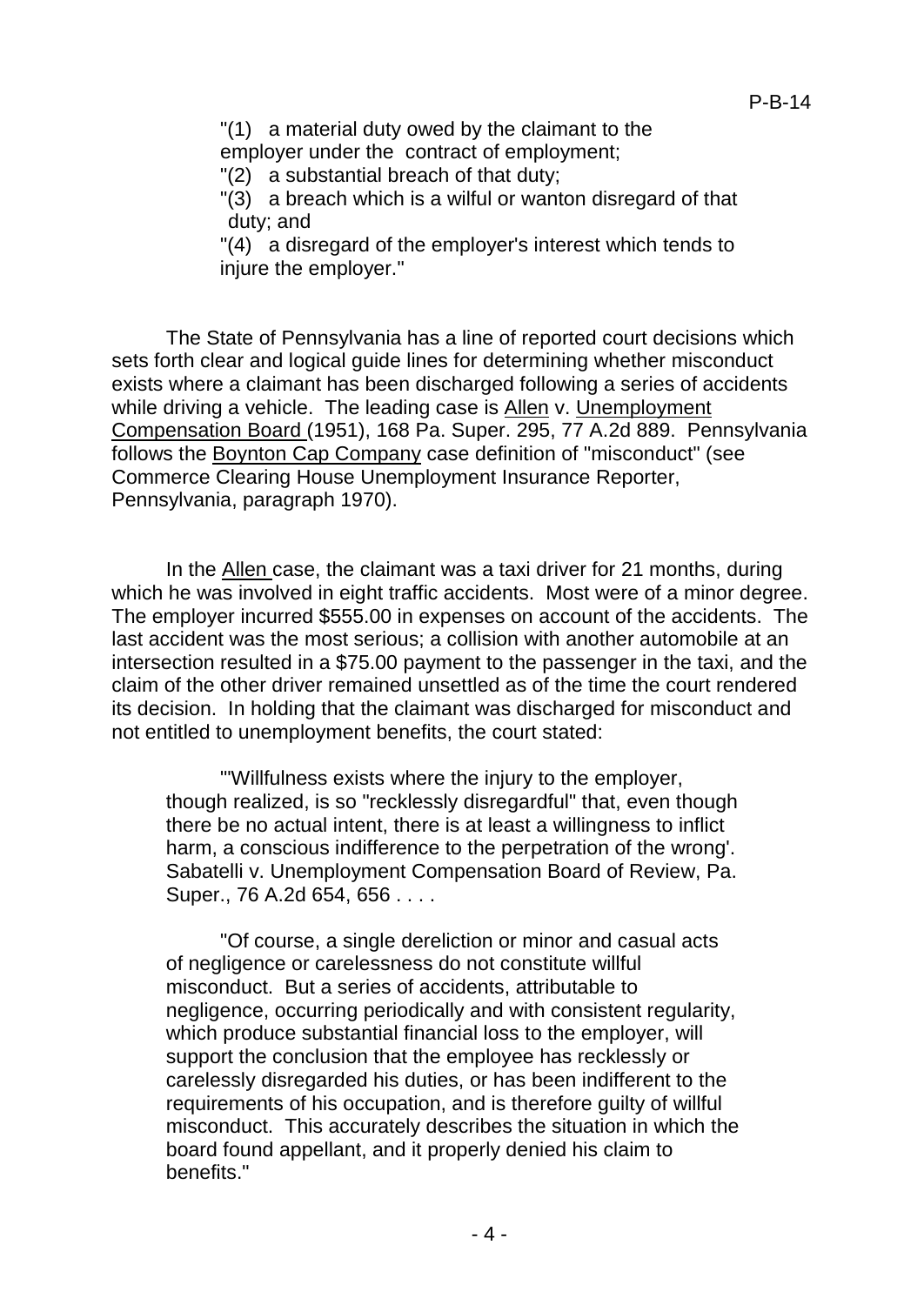> "(1) a material duty owed by the claimant to the employer under the contract of employment;
>
> "(2) a substantial breach of that duty;
>
> "(3) a breach which is a wilful or wanton disregard of that duty; and
>
> "(4) a disregard of the employer's interest which tends to injure the employer."

The State of Pennsylvania has a line of reported court decisions which sets forth clear and logical guide lines for determining whether misconduct exists where a claimant has been discharged following a series of accidents while driving a vehicle. The leading case is Allen v. Unemployment Compensation Board (1951), 168 Pa. Super. 295, 77 A.2d 889. Pennsylvania follows the Boynton Cap Company case definition of "misconduct" (see Commerce Clearing House Unemployment Insurance Reporter, Pennsylvania, paragraph 1970).

In the Allen case, the claimant was a taxi driver for 21 months, during which he was involved in eight traffic accidents. Most were of a minor degree. The employer incurred $555.00 in expenses on account of the accidents. The last accident was the most serious; a collision with another automobile at an intersection resulted in a $75.00 payment to the passenger in the taxi, and the claim of the other driver remained unsettled as of the time the court rendered its decision. In holding that the claimant was discharged for misconduct and not entitled to unemployment benefits, the court stated:

> "'Willfulness exists where the injury to the employer, though realized, is so "recklessly disregardful" that, even though there be no actual intent, there is at least a willingness to inflict harm, a conscious indifference to the perpetration of the wrong'. Sabatelli v. Unemployment Compensation Board of Review, Pa. Super., 76 A.2d 654, 656 . . . .
>
> "Of course, a single dereliction or minor and casual acts of negligence or carelessness do not constitute willful misconduct. But a series of accidents, attributable to negligence, occurring periodically and with consistent regularity, which produce substantial financial loss to the employer, will support the conclusion that the employee has recklessly or carelessly disregarded his duties, or has been indifferent to the requirements of his occupation, and is therefore guilty of willful misconduct. This accurately describes the situation in which the board found appellant, and it properly denied his claim to benefits."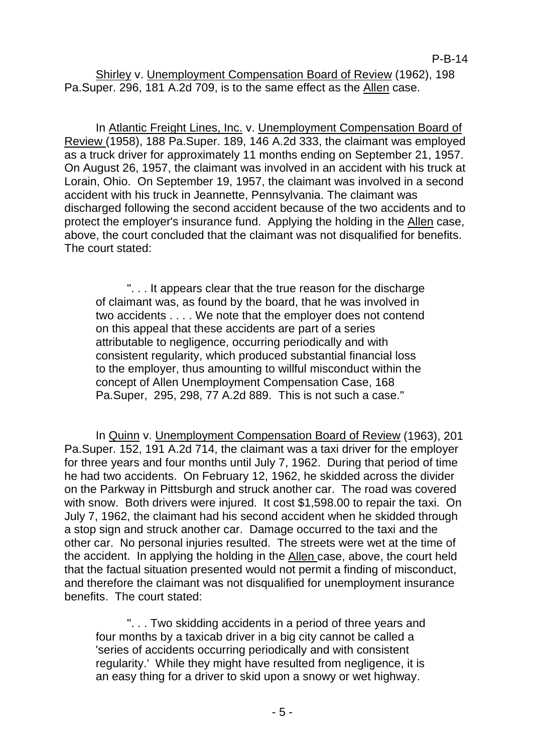Shirley v. Unemployment Compensation Board of Review (1962), 198 Pa.Super. 296, 181 A.2d 709, is to the same effect as the Allen case.

In Atlantic Freight Lines, Inc. v. Unemployment Compensation Board of Review (1958), 188 Pa.Super. 189, 146 A.2d 333, the claimant was employed as a truck driver for approximately 11 months ending on September 21, 1957. On August 26, 1957, the claimant was involved in an accident with his truck at Lorain, Ohio. On September 19, 1957, the claimant was involved in a second accident with his truck in Jeannette, Pennsylvania. The claimant was discharged following the second accident because of the two accidents and to protect the employer's insurance fund. Applying the holding in the Allen case, above, the court concluded that the claimant was not disqualified for benefits. The court stated:

> ". . . It appears clear that the true reason for the discharge of claimant was, as found by the board, that he was involved in two accidents . . . . We note that the employer does not contend on this appeal that these accidents are part of a series attributable to negligence, occurring periodically and with consistent regularity, which produced substantial financial loss to the employer, thus amounting to willful misconduct within the concept of Allen Unemployment Compensation Case, 168 Pa.Super, 295, 298, 77 A.2d 889. This is not such a case."

In Quinn v. Unemployment Compensation Board of Review (1963), 201 Pa.Super. 152, 191 A.2d 714, the claimant was a taxi driver for the employer for three years and four months until July 7, 1962. During that period of time he had two accidents. On February 12, 1962, he skidded across the divider on the Parkway in Pittsburgh and struck another car. The road was covered with snow. Both drivers were injured. It cost $1,598.00 to repair the taxi. On July 7, 1962, the claimant had his second accident when he skidded through a stop sign and struck another car. Damage occurred to the taxi and the other car. No personal injuries resulted. The streets were wet at the time of the accident. In applying the holding in the Allen case, above, the court held that the factual situation presented would not permit a finding of misconduct, and therefore the claimant was not disqualified for unemployment insurance benefits. The court stated:

> ". . . Two skidding accidents in a period of three years and four months by a taxicab driver in a big city cannot be called a 'series of accidents occurring periodically and with consistent regularity.' While they might have resulted from negligence, it is an easy thing for a driver to skid upon a snowy or wet highway.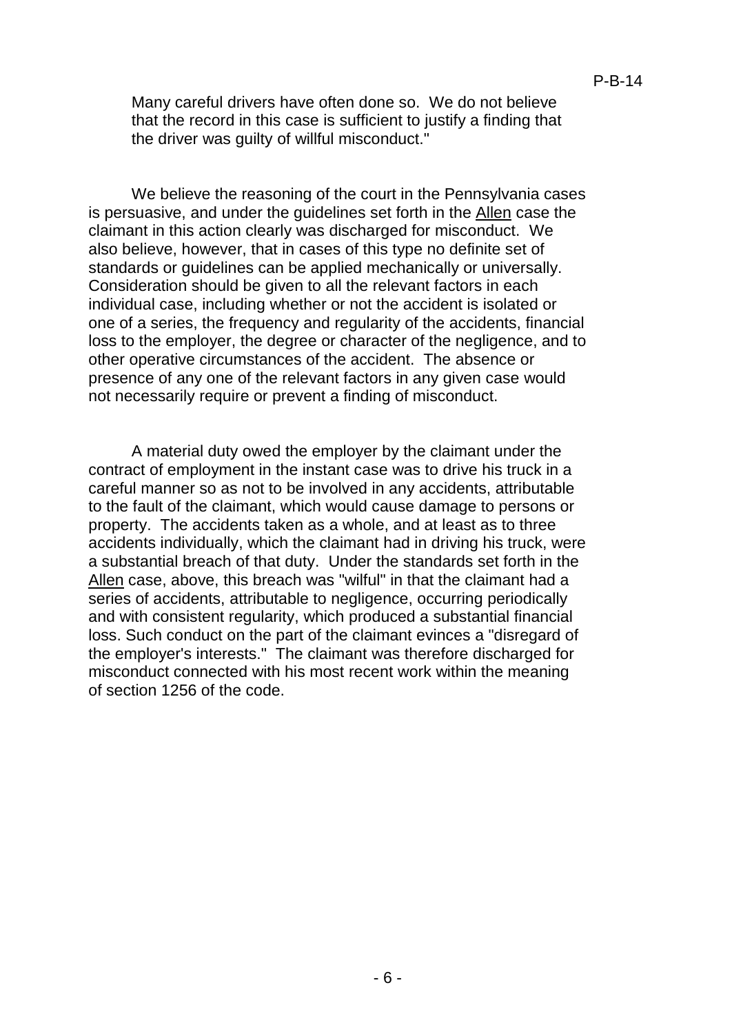> Many careful drivers have often done so. We do not believe that the record in this case is sufficient to justify a finding that the driver was guilty of willful misconduct."

We believe the reasoning of the court in the Pennsylvania cases is persuasive, and under the guidelines set forth in the Allen case the claimant in this action clearly was discharged for misconduct. We also believe, however, that in cases of this type no definite set of standards or guidelines can be applied mechanically or universally. Consideration should be given to all the relevant factors in each individual case, including whether or not the accident is isolated or one of a series, the frequency and regularity of the accidents, financial loss to the employer, the degree or character of the negligence, and to other operative circumstances of the accident. The absence or presence of any one of the relevant factors in any given case would not necessarily require or prevent a finding of misconduct.

A material duty owed the employer by the claimant under the contract of employment in the instant case was to drive his truck in a careful manner so as not to be involved in any accidents, attributable to the fault of the claimant, which would cause damage to persons or property. The accidents taken as a whole, and at least as to three accidents individually, which the claimant had in driving his truck, were a substantial breach of that duty. Under the standards set forth in the Allen case, above, this breach was "wilful" in that the claimant had a series of accidents, attributable to negligence, occurring periodically and with consistent regularity, which produced a substantial financial loss. Such conduct on the part of the claimant evinces a "disregard of the employer's interests." The claimant was therefore discharged for misconduct connected with his most recent work within the meaning of section 1256 of the code.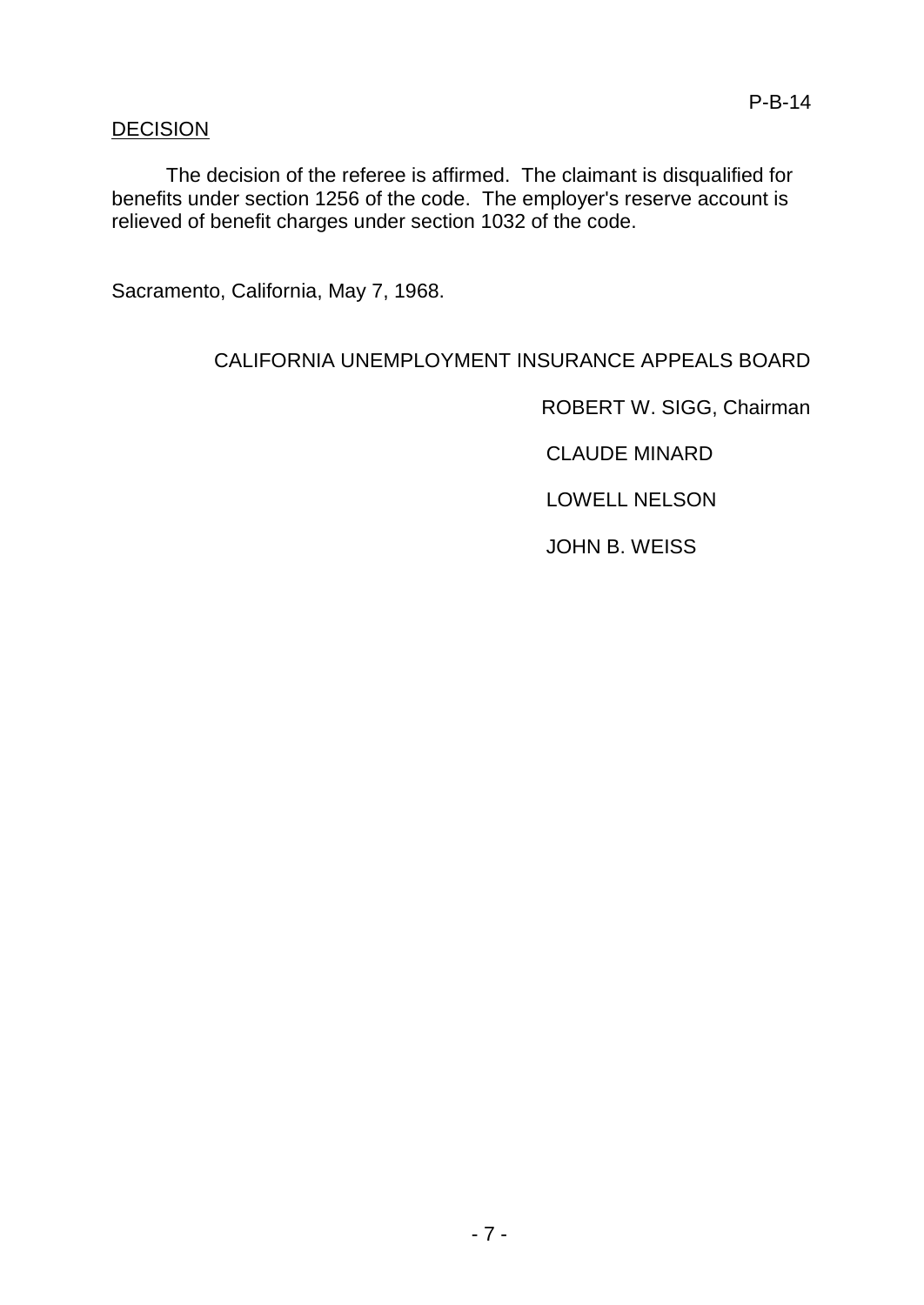DECISION

The decision of the referee is affirmed. The claimant is disqualified for benefits under section 1256 of the code. The employer's reserve account is relieved of benefit charges under section 1032 of the code.

Sacramento, California, May 7, 1968.

CALIFORNIA UNEMPLOYMENT INSURANCE APPEALS BOARD

ROBERT W. SIGG, Chairman

CLAUDE MINARD

LOWELL NELSON

JOHN B. WEISS